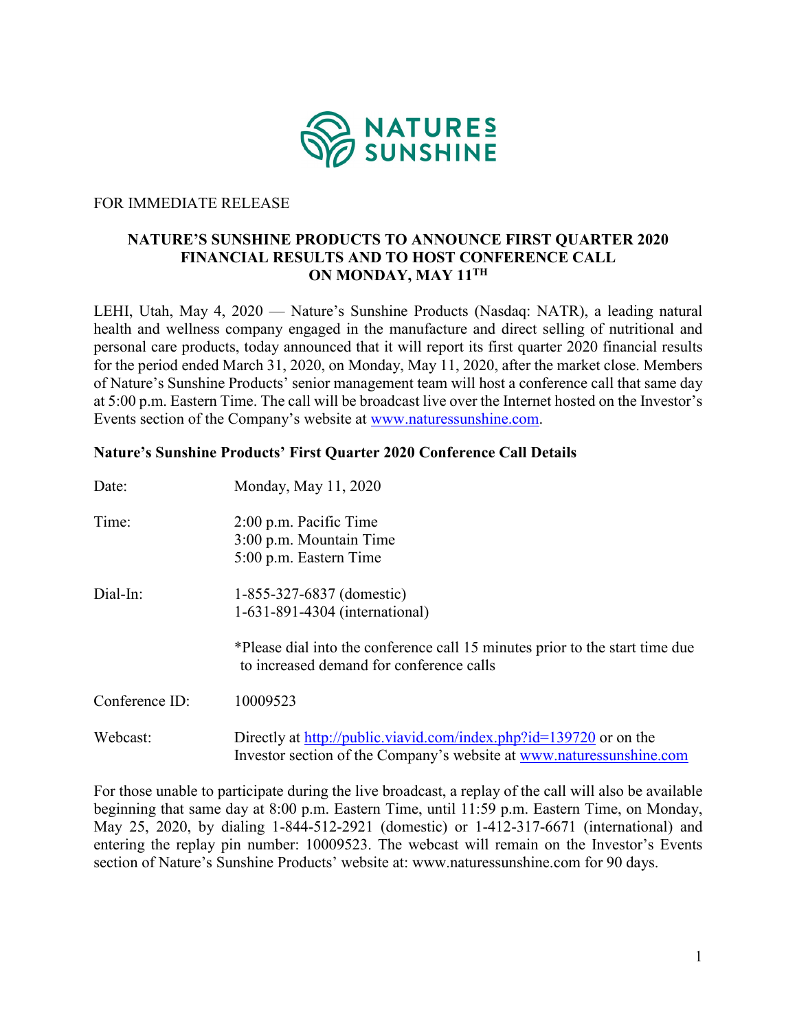FOR IMMEDIATE RELEASE

# NATURE'S SUNSHINE PRODUCTS TO ANNOUNCE FIRST QUARTER 2020 FINANCIAL RESULTS AND TO HOST CONFERENCE CALL ON MONDAY, MAY 11TH

LEHI, Utah, May 4, 2020 — Nature's Sunshine Products (Nasdaq: NATR), a leading natural health and wellness company engaged in the manufacture and direct selling of nutritional and personal care products, today announced that it will report its first quarter 2020 financial results for the period ended March 31, 2020, on Monday, May 11, 2020, after the market close. Members of Nature's Sunshine Products' senior management team will host a conference call that same day at 5:00 p.m. Eastern Time. The call will be broadcast live over the Internet hosted on the Investor's Events section of the Company's website at www.naturessunshine.com.

## Nature's Sunshine Products' First Quarter 2020 Conference Call Details

Date: Monday, May 11, 2020

Time: 2:00 p.m. Pacific Time
3:00 p.m. Mountain Time
5:00 p.m. Eastern Time

Dial-In: 1-855-327-6837 (domestic)
1-631-891-4304 (international)

*Please dial into the conference call 15 minutes prior to the start time due to increased demand for conference calls

Conference ID: 10009523

Webcast: Directly at http://public.viavid.com/index.php?id=139720 or on the Investor section of the Company's website at www.naturessunshine.com

For those unable to participate during the live broadcast, a replay of the call will also be available beginning that same day at 8:00 p.m. Eastern Time, until 11:59 p.m. Eastern Time, on Monday, May 25, 2020, by dialing 1-844-512-2921 (domestic) or 1-412-317-6671 (international) and entering the replay pin number: 10009523. The webcast will remain on the Investor's Events section of Nature's Sunshine Products' website at: www.naturessunshine.com for 90 days.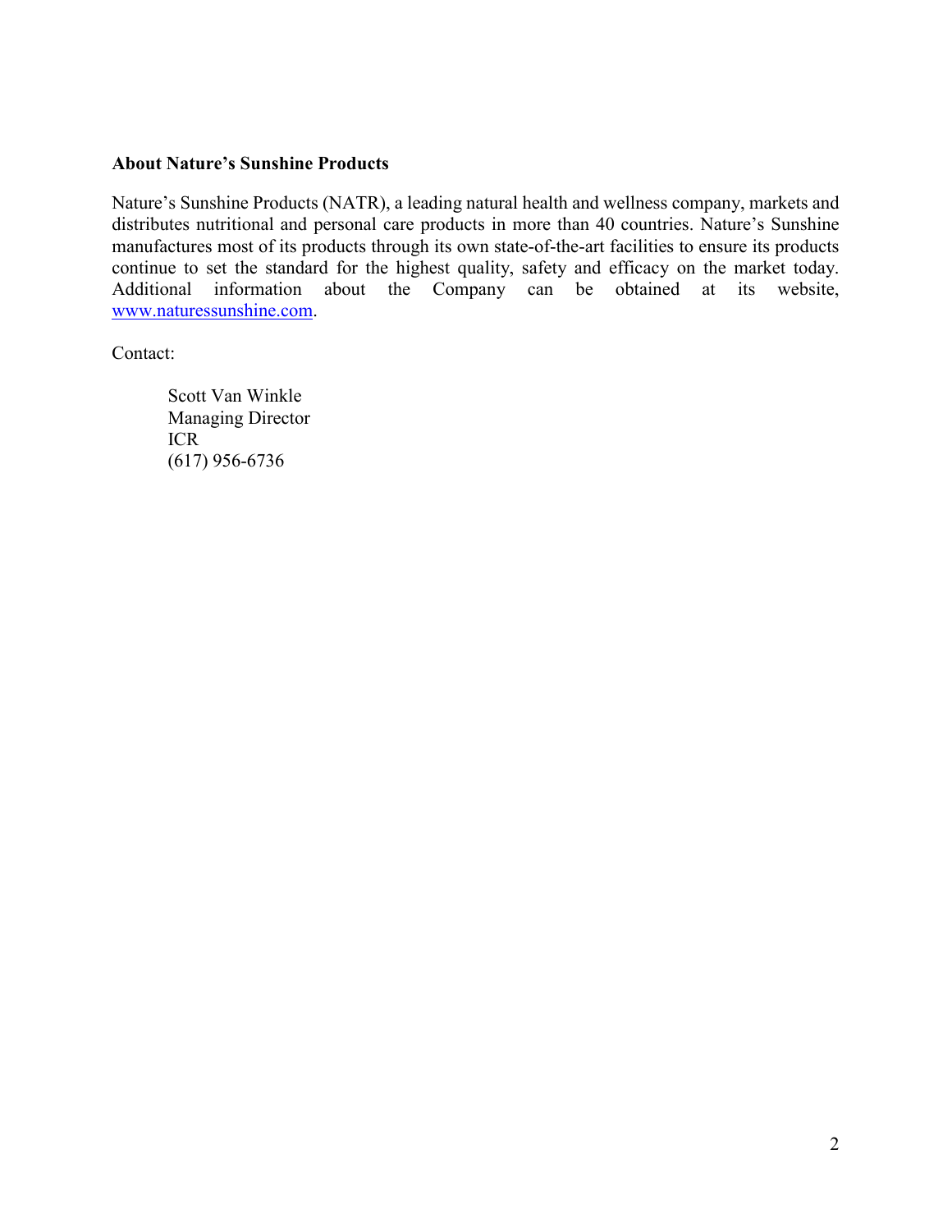**About Nature's Sunshine Products**

Nature's Sunshine Products (NATR), a leading natural health and wellness company, markets and distributes nutritional and personal care products in more than 40 countries. Nature's Sunshine manufactures most of its products through its own state-of-the-art facilities to ensure its products continue to set the standard for the highest quality, safety and efficacy on the market today. Additional information about the Company can be obtained at its website, [www.naturessunshine.com](http://www.naturessunshine.com).

Contact:

Scott Van Winkle
Managing Director
ICR
(617) 956-6736